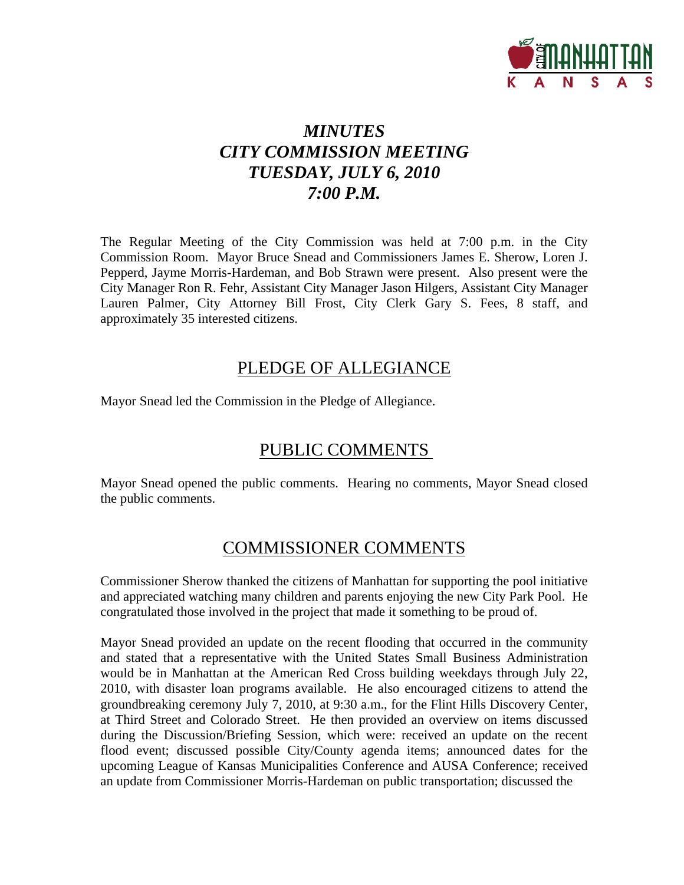# *MINUTES*
# *CITY COMMISSION MEETING*
# *TUESDAY, JULY 6, 2010*
# *7:00 P.M.*

The Regular Meeting of the City Commission was held at 7:00 p.m. in the City Commission Room. Mayor Bruce Snead and Commissioners James E. Sherow, Loren J. Pepperd, Jayme Morris-Hardeman, and Bob Strawn were present. Also present were the City Manager Ron R. Fehr, Assistant City Manager Jason Hilgers, Assistant City Manager Lauren Palmer, City Attorney Bill Frost, City Clerk Gary S. Fees, 8 staff, and approximately 35 interested citizens.

## PLEDGE OF ALLEGIANCE

Mayor Snead led the Commission in the Pledge of Allegiance.

## PUBLIC COMMENTS

Mayor Snead opened the public comments. Hearing no comments, Mayor Snead closed the public comments.

## COMMISSIONER COMMENTS

Commissioner Sherow thanked the citizens of Manhattan for supporting the pool initiative and appreciated watching many children and parents enjoying the new City Park Pool. He congratulated those involved in the project that made it something to be proud of.

Mayor Snead provided an update on the recent flooding that occurred in the community and stated that a representative with the United States Small Business Administration would be in Manhattan at the American Red Cross building weekdays through July 22, 2010, with disaster loan programs available. He also encouraged citizens to attend the groundbreaking ceremony July 7, 2010, at 9:30 a.m., for the Flint Hills Discovery Center, at Third Street and Colorado Street. He then provided an overview on items discussed during the Discussion/Briefing Session, which were: received an update on the recent flood event; discussed possible City/County agenda items; announced dates for the upcoming League of Kansas Municipalities Conference and AUSA Conference; received an update from Commissioner Morris-Hardeman on public transportation; discussed the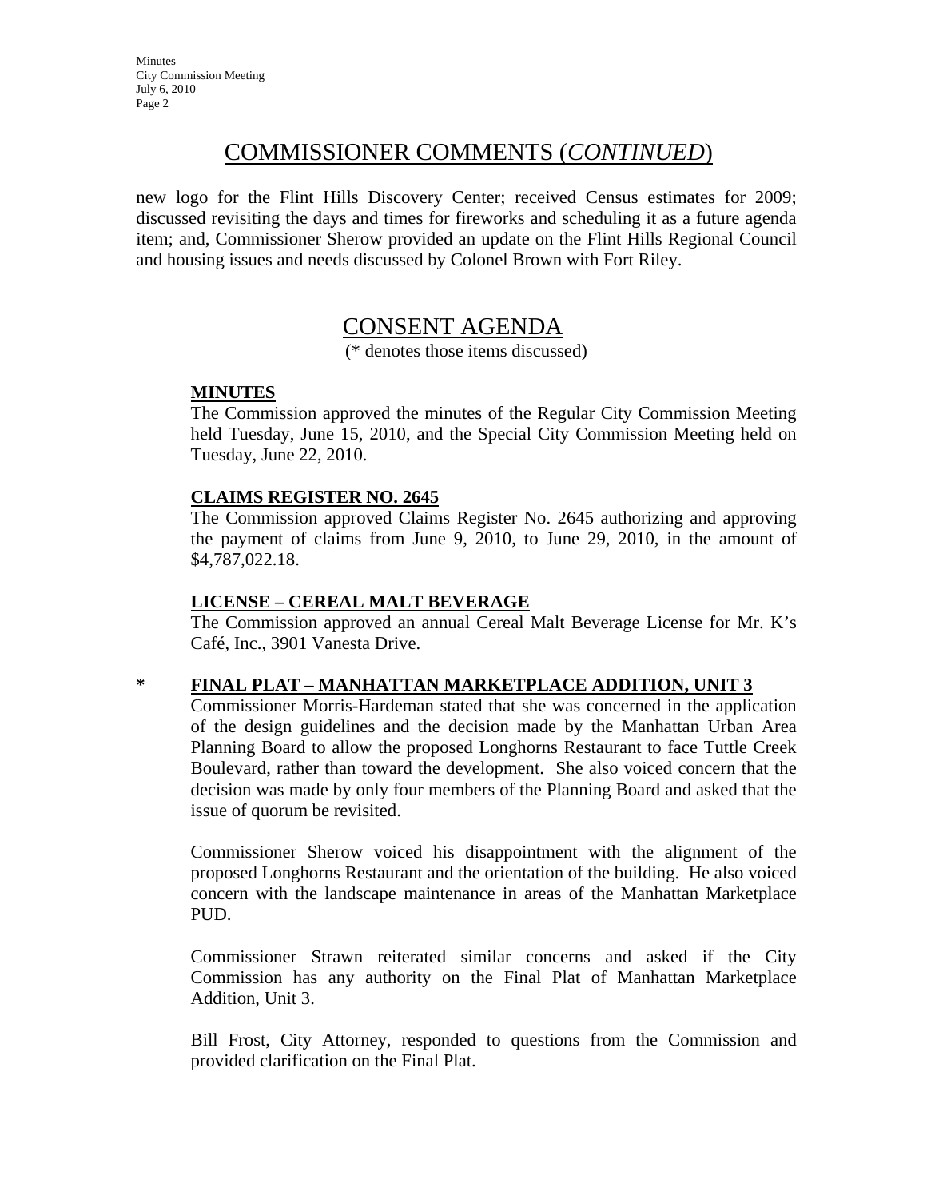## COMMISSIONER COMMENTS (*CONTINUED*)

new logo for the Flint Hills Discovery Center; received Census estimates for 2009; discussed revisiting the days and times for fireworks and scheduling it as a future agenda item; and, Commissioner Sherow provided an update on the Flint Hills Regional Council and housing issues and needs discussed by Colonel Brown with Fort Riley.

## CONSENT AGENDA

(* denotes those items discussed)

**MINUTES**

The Commission approved the minutes of the Regular City Commission Meeting held Tuesday, June 15, 2010, and the Special City Commission Meeting held on Tuesday, June 22, 2010.

**CLAIMS REGISTER NO. 2645**

The Commission approved Claims Register No. 2645 authorizing and approving the payment of claims from June 9, 2010, to June 29, 2010, in the amount of $4,787,022.18.

**LICENSE – CEREAL MALT BEVERAGE**

The Commission approved an annual Cereal Malt Beverage License for Mr. K's Café, Inc., 3901 Vanesta Drive.

\* **FINAL PLAT – MANHATTAN MARKETPLACE ADDITION, UNIT 3**

Commissioner Morris-Hardeman stated that she was concerned in the application of the design guidelines and the decision made by the Manhattan Urban Area Planning Board to allow the proposed Longhorns Restaurant to face Tuttle Creek Boulevard, rather than toward the development. She also voiced concern that the decision was made by only four members of the Planning Board and asked that the issue of quorum be revisited.

Commissioner Sherow voiced his disappointment with the alignment of the proposed Longhorns Restaurant and the orientation of the building. He also voiced concern with the landscape maintenance in areas of the Manhattan Marketplace PUD.

Commissioner Strawn reiterated similar concerns and asked if the City Commission has any authority on the Final Plat of Manhattan Marketplace Addition, Unit 3.

Bill Frost, City Attorney, responded to questions from the Commission and provided clarification on the Final Plat.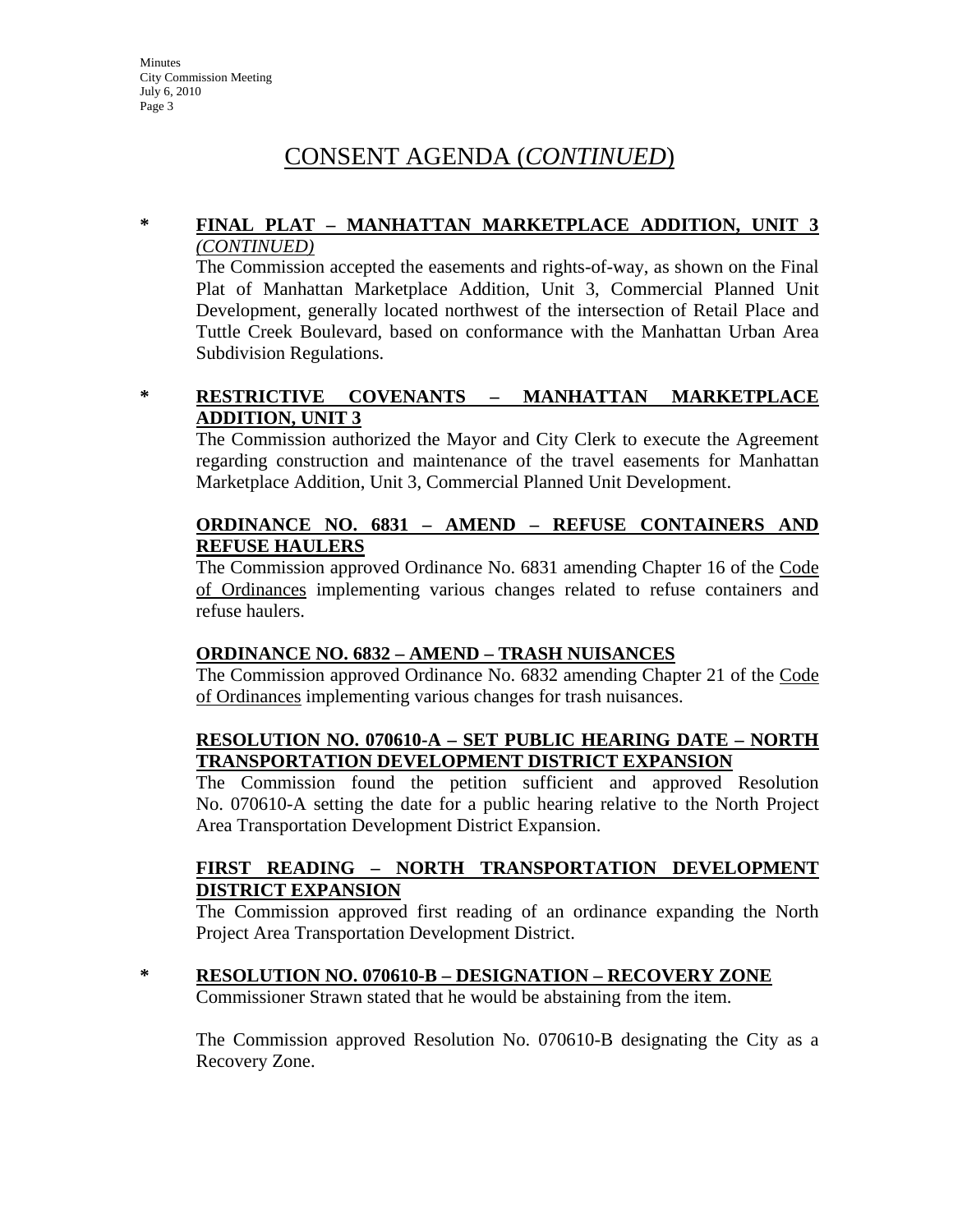# CONSENT AGENDA (*CONTINUED*)

**\*** **FINAL PLAT – MANHATTAN MARKETPLACE ADDITION, UNIT 3** ***(CONTINUED)***

The Commission accepted the easements and rights-of-way, as shown on the Final Plat of Manhattan Marketplace Addition, Unit 3, Commercial Planned Unit Development, generally located northwest of the intersection of Retail Place and Tuttle Creek Boulevard, based on conformance with the Manhattan Urban Area Subdivision Regulations.

**\*** **RESTRICTIVE COVENANTS – MANHATTAN MARKETPLACE ADDITION, UNIT 3**

The Commission authorized the Mayor and City Clerk to execute the Agreement regarding construction and maintenance of the travel easements for Manhattan Marketplace Addition, Unit 3, Commercial Planned Unit Development.

**ORDINANCE NO. 6831 – AMEND – REFUSE CONTAINERS AND REFUSE HAULERS**

The Commission approved Ordinance No. 6831 amending Chapter 16 of the Code of Ordinances implementing various changes related to refuse containers and refuse haulers.

**ORDINANCE NO. 6832 – AMEND – TRASH NUISANCES**

The Commission approved Ordinance No. 6832 amending Chapter 21 of the Code of Ordinances implementing various changes for trash nuisances.

**RESOLUTION NO. 070610-A – SET PUBLIC HEARING DATE – NORTH TRANSPORTATION DEVELOPMENT DISTRICT EXPANSION**

The Commission found the petition sufficient and approved Resolution No. 070610-A setting the date for a public hearing relative to the North Project Area Transportation Development District Expansion.

**FIRST READING – NORTH TRANSPORTATION DEVELOPMENT DISTRICT EXPANSION**

The Commission approved first reading of an ordinance expanding the North Project Area Transportation Development District.

**\*** **RESOLUTION NO. 070610-B – DESIGNATION – RECOVERY ZONE**

Commissioner Strawn stated that he would be abstaining from the item.

The Commission approved Resolution No. 070610-B designating the City as a Recovery Zone.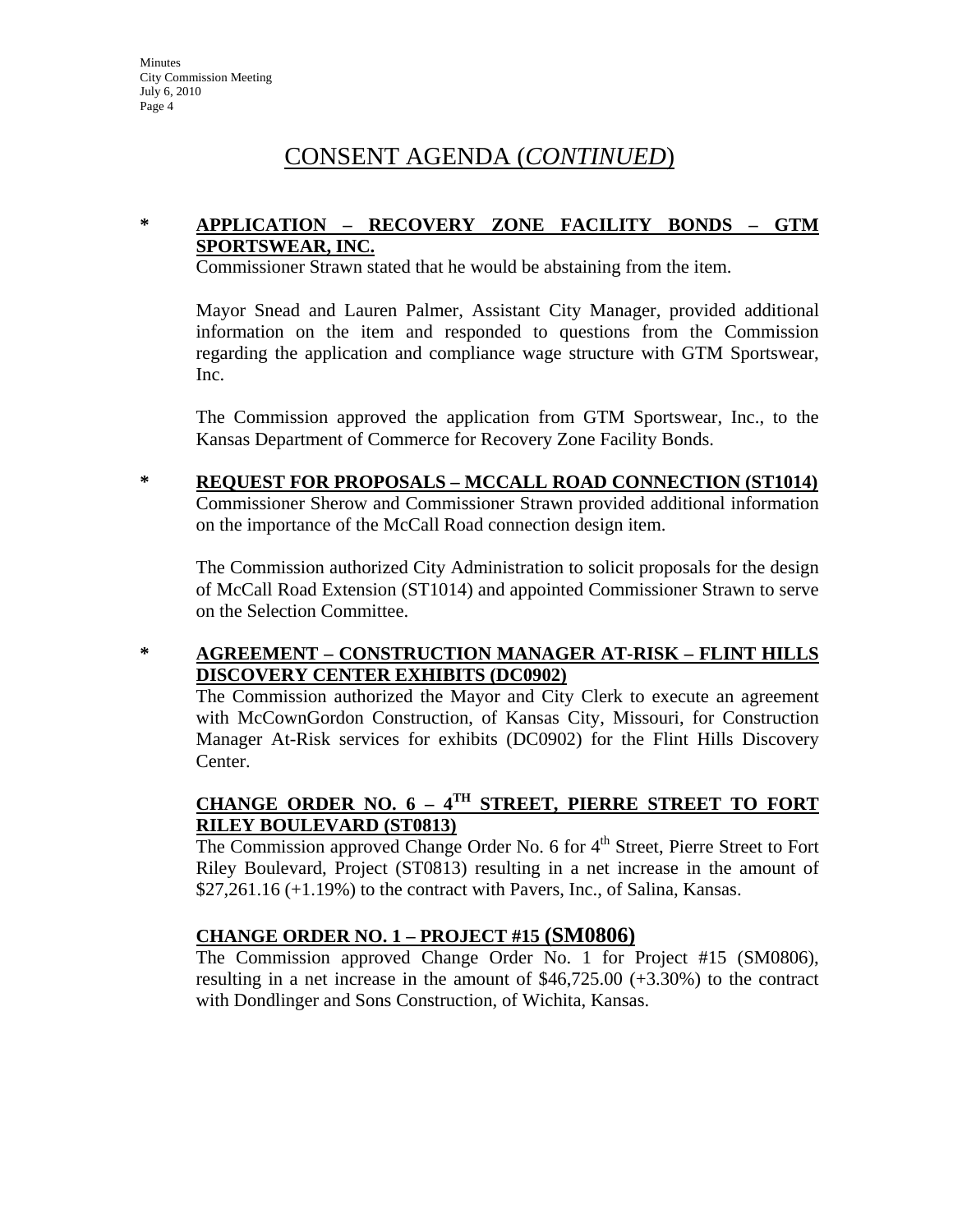# CONSENT AGENDA (*CONTINUED*)

**\* APPLICATION – RECOVERY ZONE FACILITY BONDS – GTM SPORTSWEAR, INC.**

Commissioner Strawn stated that he would be abstaining from the item.

Mayor Snead and Lauren Palmer, Assistant City Manager, provided additional information on the item and responded to questions from the Commission regarding the application and compliance wage structure with GTM Sportswear, Inc.

The Commission approved the application from GTM Sportswear, Inc., to the Kansas Department of Commerce for Recovery Zone Facility Bonds.

**\* REQUEST FOR PROPOSALS – MCCALL ROAD CONNECTION (ST1014)**

Commissioner Sherow and Commissioner Strawn provided additional information on the importance of the McCall Road connection design item.

The Commission authorized City Administration to solicit proposals for the design of McCall Road Extension (ST1014) and appointed Commissioner Strawn to serve on the Selection Committee.

**\* AGREEMENT – CONSTRUCTION MANAGER AT-RISK – FLINT HILLS DISCOVERY CENTER EXHIBITS (DC0902)**

The Commission authorized the Mayor and City Clerk to execute an agreement with McCownGordon Construction, of Kansas City, Missouri, for Construction Manager At-Risk services for exhibits (DC0902) for the Flint Hills Discovery Center.

**CHANGE ORDER NO. 6 – 4TH STREET, PIERRE STREET TO FORT RILEY BOULEVARD (ST0813)**

The Commission approved Change Order No. 6 for 4th Street, Pierre Street to Fort Riley Boulevard, Project (ST0813) resulting in a net increase in the amount of $27,261.16 (+1.19%) to the contract with Pavers, Inc., of Salina, Kansas.

**CHANGE ORDER NO. 1 – PROJECT #15 (SM0806)**

The Commission approved Change Order No. 1 for Project #15 (SM0806), resulting in a net increase in the amount of $46,725.00 (+3.30%) to the contract with Dondlinger and Sons Construction, of Wichita, Kansas.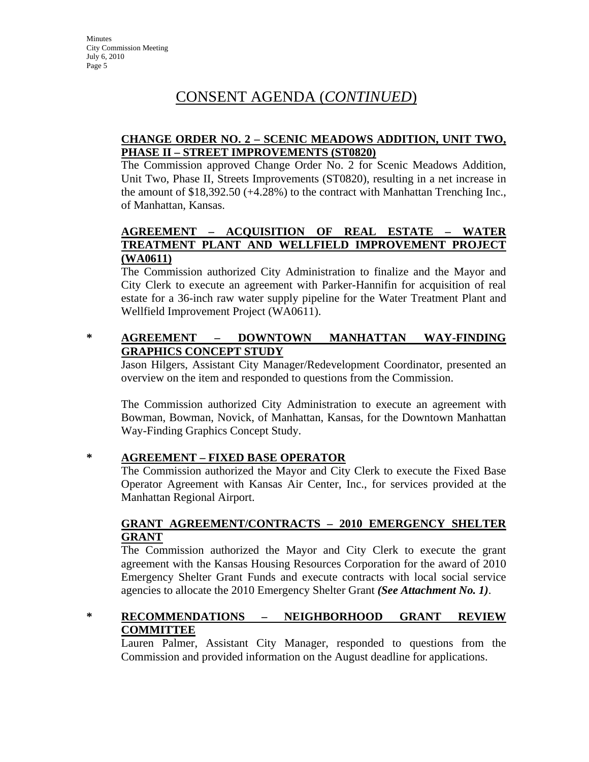# CONSENT AGENDA (*CONTINUED*)

**CHANGE ORDER NO. 2 – SCENIC MEADOWS ADDITION, UNIT TWO, PHASE II – STREET IMPROVEMENTS (ST0820)**

The Commission approved Change Order No. 2 for Scenic Meadows Addition, Unit Two, Phase II, Streets Improvements (ST0820), resulting in a net increase in the amount of $18,392.50 (+4.28%) to the contract with Manhattan Trenching Inc., of Manhattan, Kansas.

**AGREEMENT – ACQUISITION OF REAL ESTATE – WATER TREATMENT PLANT AND WELLFIELD IMPROVEMENT PROJECT (WA0611)**

The Commission authorized City Administration to finalize and the Mayor and City Clerk to execute an agreement with Parker-Hannifin for acquisition of real estate for a 36-inch raw water supply pipeline for the Water Treatment Plant and Wellfield Improvement Project (WA0611).

**\* AGREEMENT – DOWNTOWN MANHATTAN WAY-FINDING GRAPHICS CONCEPT STUDY**

Jason Hilgers, Assistant City Manager/Redevelopment Coordinator, presented an overview on the item and responded to questions from the Commission.

The Commission authorized City Administration to execute an agreement with Bowman, Bowman, Novick, of Manhattan, Kansas, for the Downtown Manhattan Way-Finding Graphics Concept Study.

**\* AGREEMENT – FIXED BASE OPERATOR**

The Commission authorized the Mayor and City Clerk to execute the Fixed Base Operator Agreement with Kansas Air Center, Inc., for services provided at the Manhattan Regional Airport.

**GRANT AGREEMENT/CONTRACTS – 2010 EMERGENCY SHELTER GRANT**

The Commission authorized the Mayor and City Clerk to execute the grant agreement with the Kansas Housing Resources Corporation for the award of 2010 Emergency Shelter Grant Funds and execute contracts with local social service agencies to allocate the 2010 Emergency Shelter Grant ***(See Attachment No. 1)***.

**\* RECOMMENDATIONS – NEIGHBORHOOD GRANT REVIEW COMMITTEE**

Lauren Palmer, Assistant City Manager, responded to questions from the Commission and provided information on the August deadline for applications.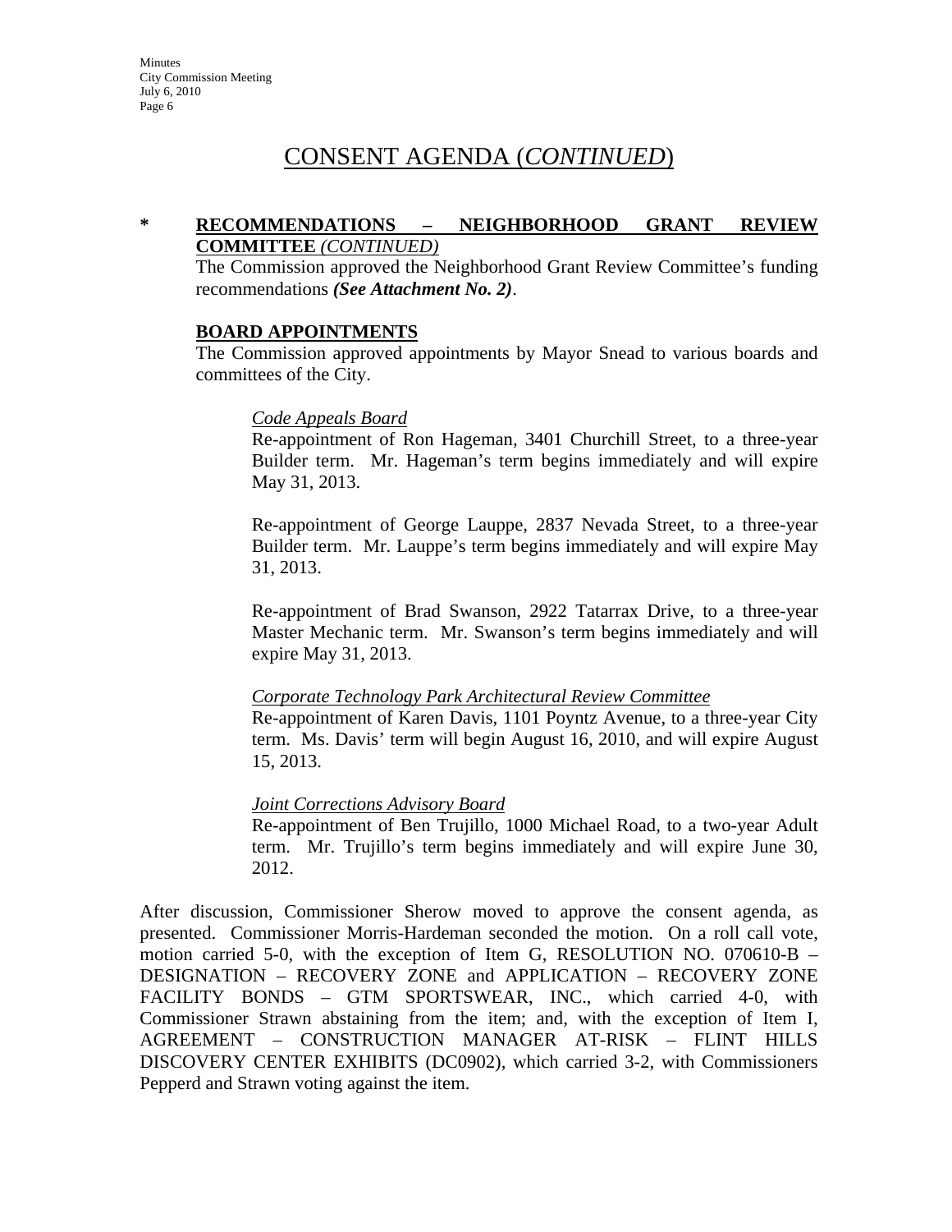# CONSENT AGENDA (*CONTINUED*)

**\* RECOMMENDATIONS – NEIGHBORHOOD GRANT REVIEW COMMITTEE** ***(CONTINUED)***

The Commission approved the Neighborhood Grant Review Committee's funding recommendations ***(See Attachment No. 2)***.

**BOARD APPOINTMENTS**

The Commission approved appointments by Mayor Snead to various boards and committees of the City.

*Code Appeals Board*

Re-appointment of Ron Hageman, 3401 Churchill Street, to a three-year Builder term. Mr. Hageman's term begins immediately and will expire May 31, 2013.

Re-appointment of George Lauppe, 2837 Nevada Street, to a three-year Builder term. Mr. Lauppe's term begins immediately and will expire May 31, 2013.

Re-appointment of Brad Swanson, 2922 Tatarrax Drive, to a three-year Master Mechanic term. Mr. Swanson's term begins immediately and will expire May 31, 2013.

*Corporate Technology Park Architectural Review Committee*

Re-appointment of Karen Davis, 1101 Poyntz Avenue, to a three-year City term. Ms. Davis' term will begin August 16, 2010, and will expire August 15, 2013.

*Joint Corrections Advisory Board*

Re-appointment of Ben Trujillo, 1000 Michael Road, to a two-year Adult term. Mr. Trujillo's term begins immediately and will expire June 30, 2012.

After discussion, Commissioner Sherow moved to approve the consent agenda, as presented. Commissioner Morris-Hardeman seconded the motion. On a roll call vote, motion carried 5-0, with the exception of Item G, RESOLUTION NO. 070610-B – DESIGNATION – RECOVERY ZONE and APPLICATION – RECOVERY ZONE FACILITY BONDS – GTM SPORTSWEAR, INC., which carried 4-0, with Commissioner Strawn abstaining from the item; and, with the exception of Item I, AGREEMENT – CONSTRUCTION MANAGER AT-RISK – FLINT HILLS DISCOVERY CENTER EXHIBITS (DC0902), which carried 3-2, with Commissioners Pepperd and Strawn voting against the item.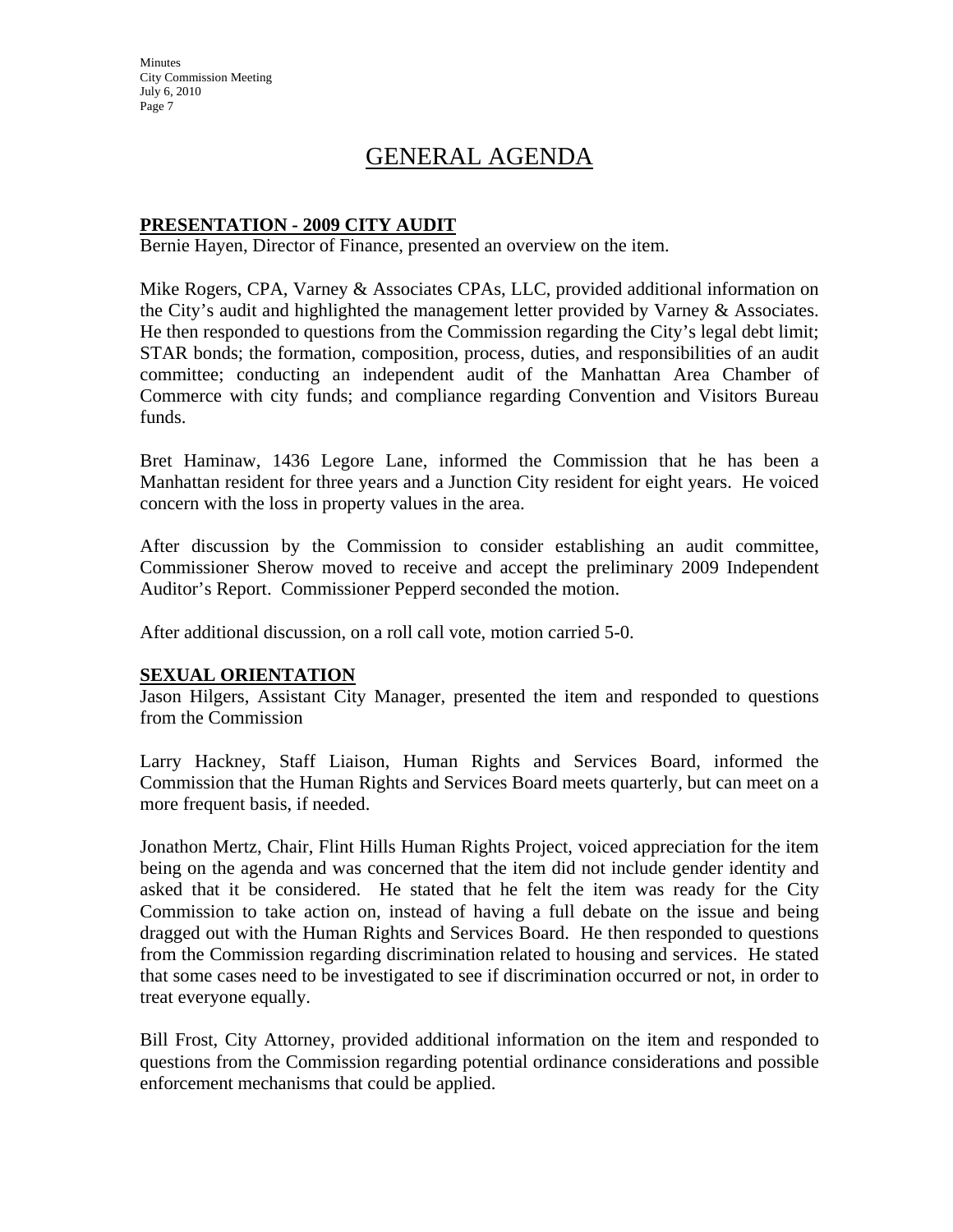# GENERAL AGENDA

**PRESENTATION - 2009 CITY AUDIT**

Bernie Hayen, Director of Finance, presented an overview on the item.

Mike Rogers, CPA, Varney & Associates CPAs, LLC, provided additional information on the City's audit and highlighted the management letter provided by Varney & Associates. He then responded to questions from the Commission regarding the City's legal debt limit; STAR bonds; the formation, composition, process, duties, and responsibilities of an audit committee; conducting an independent audit of the Manhattan Area Chamber of Commerce with city funds; and compliance regarding Convention and Visitors Bureau funds.

Bret Haminaw, 1436 Legore Lane, informed the Commission that he has been a Manhattan resident for three years and a Junction City resident for eight years. He voiced concern with the loss in property values in the area.

After discussion by the Commission to consider establishing an audit committee, Commissioner Sherow moved to receive and accept the preliminary 2009 Independent Auditor's Report. Commissioner Pepperd seconded the motion.

After additional discussion, on a roll call vote, motion carried 5-0.

**SEXUAL ORIENTATION**

Jason Hilgers, Assistant City Manager, presented the item and responded to questions from the Commission

Larry Hackney, Staff Liaison, Human Rights and Services Board, informed the Commission that the Human Rights and Services Board meets quarterly, but can meet on a more frequent basis, if needed.

Jonathon Mertz, Chair, Flint Hills Human Rights Project, voiced appreciation for the item being on the agenda and was concerned that the item did not include gender identity and asked that it be considered. He stated that he felt the item was ready for the City Commission to take action on, instead of having a full debate on the issue and being dragged out with the Human Rights and Services Board. He then responded to questions from the Commission regarding discrimination related to housing and services. He stated that some cases need to be investigated to see if discrimination occurred or not, in order to treat everyone equally.

Bill Frost, City Attorney, provided additional information on the item and responded to questions from the Commission regarding potential ordinance considerations and possible enforcement mechanisms that could be applied.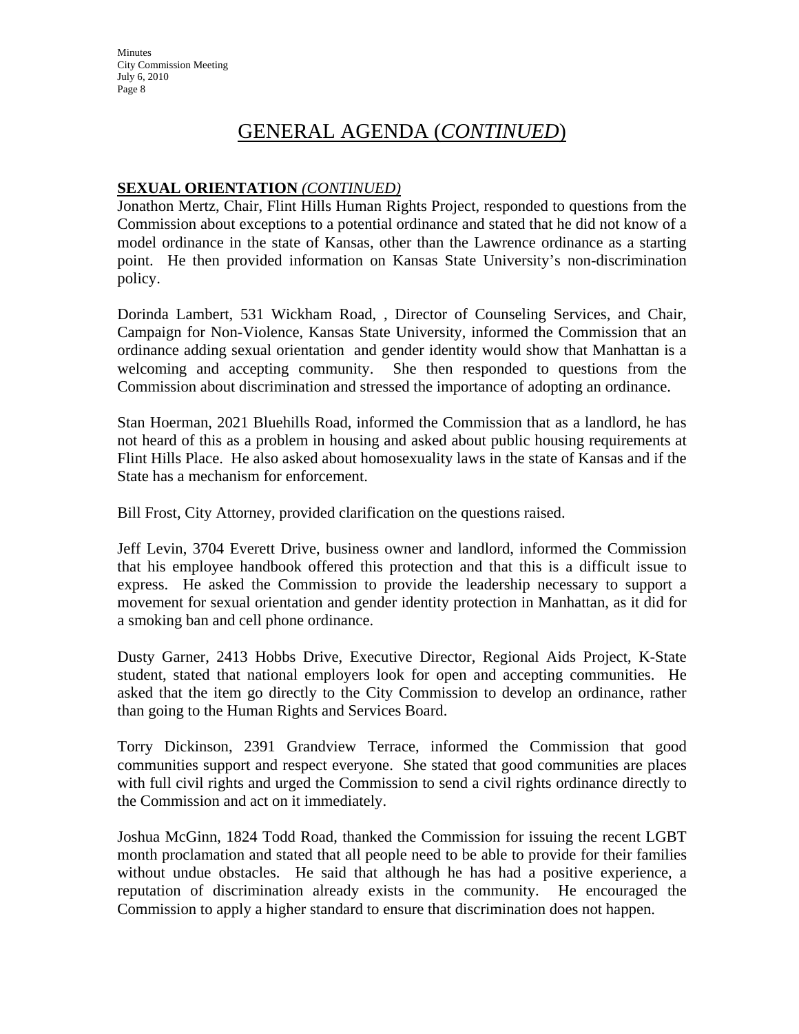# GENERAL AGENDA (*CONTINUED*)

**SEXUAL ORIENTATION** *(CONTINUED)*

Jonathon Mertz, Chair, Flint Hills Human Rights Project, responded to questions from the Commission about exceptions to a potential ordinance and stated that he did not know of a model ordinance in the state of Kansas, other than the Lawrence ordinance as a starting point. He then provided information on Kansas State University's non-discrimination policy.

Dorinda Lambert, 531 Wickham Road, , Director of Counseling Services, and Chair, Campaign for Non-Violence, Kansas State University, informed the Commission that an ordinance adding sexual orientation and gender identity would show that Manhattan is a welcoming and accepting community. She then responded to questions from the Commission about discrimination and stressed the importance of adopting an ordinance.

Stan Hoerman, 2021 Bluehills Road, informed the Commission that as a landlord, he has not heard of this as a problem in housing and asked about public housing requirements at Flint Hills Place. He also asked about homosexuality laws in the state of Kansas and if the State has a mechanism for enforcement.

Bill Frost, City Attorney, provided clarification on the questions raised.

Jeff Levin, 3704 Everett Drive, business owner and landlord, informed the Commission that his employee handbook offered this protection and that this is a difficult issue to express. He asked the Commission to provide the leadership necessary to support a movement for sexual orientation and gender identity protection in Manhattan, as it did for a smoking ban and cell phone ordinance.

Dusty Garner, 2413 Hobbs Drive, Executive Director, Regional Aids Project, K-State student, stated that national employers look for open and accepting communities. He asked that the item go directly to the City Commission to develop an ordinance, rather than going to the Human Rights and Services Board.

Torry Dickinson, 2391 Grandview Terrace, informed the Commission that good communities support and respect everyone. She stated that good communities are places with full civil rights and urged the Commission to send a civil rights ordinance directly to the Commission and act on it immediately.

Joshua McGinn, 1824 Todd Road, thanked the Commission for issuing the recent LGBT month proclamation and stated that all people need to be able to provide for their families without undue obstacles. He said that although he has had a positive experience, a reputation of discrimination already exists in the community. He encouraged the Commission to apply a higher standard to ensure that discrimination does not happen.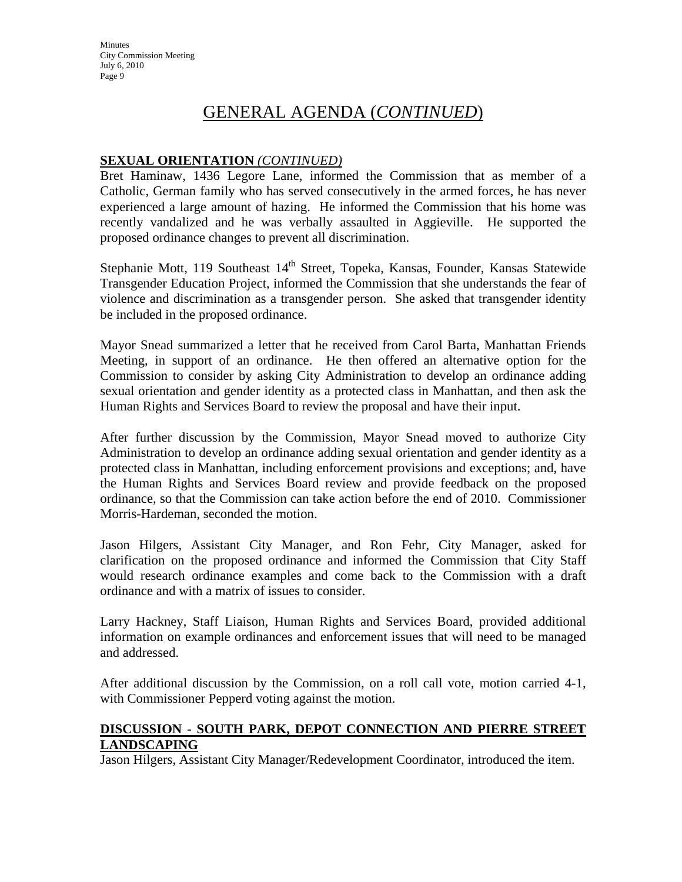# GENERAL AGENDA (*CONTINUED*)

**SEXUAL ORIENTATION** *(CONTINUED)*

Bret Haminaw, 1436 Legore Lane, informed the Commission that as member of a Catholic, German family who has served consecutively in the armed forces, he has never experienced a large amount of hazing. He informed the Commission that his home was recently vandalized and he was verbally assaulted in Aggieville. He supported the proposed ordinance changes to prevent all discrimination.

Stephanie Mott, 119 Southeast 14th Street, Topeka, Kansas, Founder, Kansas Statewide Transgender Education Project, informed the Commission that she understands the fear of violence and discrimination as a transgender person. She asked that transgender identity be included in the proposed ordinance.

Mayor Snead summarized a letter that he received from Carol Barta, Manhattan Friends Meeting, in support of an ordinance. He then offered an alternative option for the Commission to consider by asking City Administration to develop an ordinance adding sexual orientation and gender identity as a protected class in Manhattan, and then ask the Human Rights and Services Board to review the proposal and have their input.

After further discussion by the Commission, Mayor Snead moved to authorize City Administration to develop an ordinance adding sexual orientation and gender identity as a protected class in Manhattan, including enforcement provisions and exceptions; and, have the Human Rights and Services Board review and provide feedback on the proposed ordinance, so that the Commission can take action before the end of 2010. Commissioner Morris-Hardeman, seconded the motion.

Jason Hilgers, Assistant City Manager, and Ron Fehr, City Manager, asked for clarification on the proposed ordinance and informed the Commission that City Staff would research ordinance examples and come back to the Commission with a draft ordinance and with a matrix of issues to consider.

Larry Hackney, Staff Liaison, Human Rights and Services Board, provided additional information on example ordinances and enforcement issues that will need to be managed and addressed.

After additional discussion by the Commission, on a roll call vote, motion carried 4-1, with Commissioner Pepperd voting against the motion.

**DISCUSSION - SOUTH PARK, DEPOT CONNECTION AND PIERRE STREET LANDSCAPING**

Jason Hilgers, Assistant City Manager/Redevelopment Coordinator, introduced the item.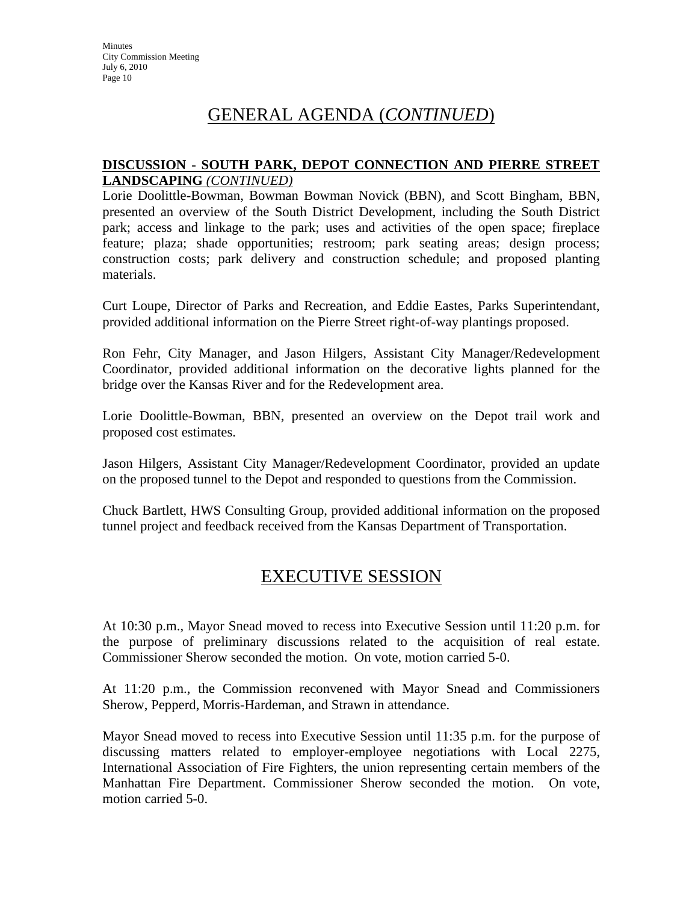## GENERAL AGENDA (*CONTINUED*)

**DISCUSSION - SOUTH PARK, DEPOT CONNECTION AND PIERRE STREET LANDSCAPING** *(CONTINUED)*

Lorie Doolittle-Bowman, Bowman Bowman Novick (BBN), and Scott Bingham, BBN, presented an overview of the South District Development, including the South District park; access and linkage to the park; uses and activities of the open space; fireplace feature; plaza; shade opportunities; restroom; park seating areas; design process; construction costs; park delivery and construction schedule; and proposed planting materials.

Curt Loupe, Director of Parks and Recreation, and Eddie Eastes, Parks Superintendant, provided additional information on the Pierre Street right-of-way plantings proposed.

Ron Fehr, City Manager, and Jason Hilgers, Assistant City Manager/Redevelopment Coordinator, provided additional information on the decorative lights planned for the bridge over the Kansas River and for the Redevelopment area.

Lorie Doolittle-Bowman, BBN, presented an overview on the Depot trail work and proposed cost estimates.

Jason Hilgers, Assistant City Manager/Redevelopment Coordinator, provided an update on the proposed tunnel to the Depot and responded to questions from the Commission.

Chuck Bartlett, HWS Consulting Group, provided additional information on the proposed tunnel project and feedback received from the Kansas Department of Transportation.

## EXECUTIVE SESSION

At 10:30 p.m., Mayor Snead moved to recess into Executive Session until 11:20 p.m. for the purpose of preliminary discussions related to the acquisition of real estate. Commissioner Sherow seconded the motion. On vote, motion carried 5-0.

At 11:20 p.m., the Commission reconvened with Mayor Snead and Commissioners Sherow, Pepperd, Morris-Hardeman, and Strawn in attendance.

Mayor Snead moved to recess into Executive Session until 11:35 p.m. for the purpose of discussing matters related to employer-employee negotiations with Local 2275, International Association of Fire Fighters, the union representing certain members of the Manhattan Fire Department. Commissioner Sherow seconded the motion. On vote, motion carried 5-0.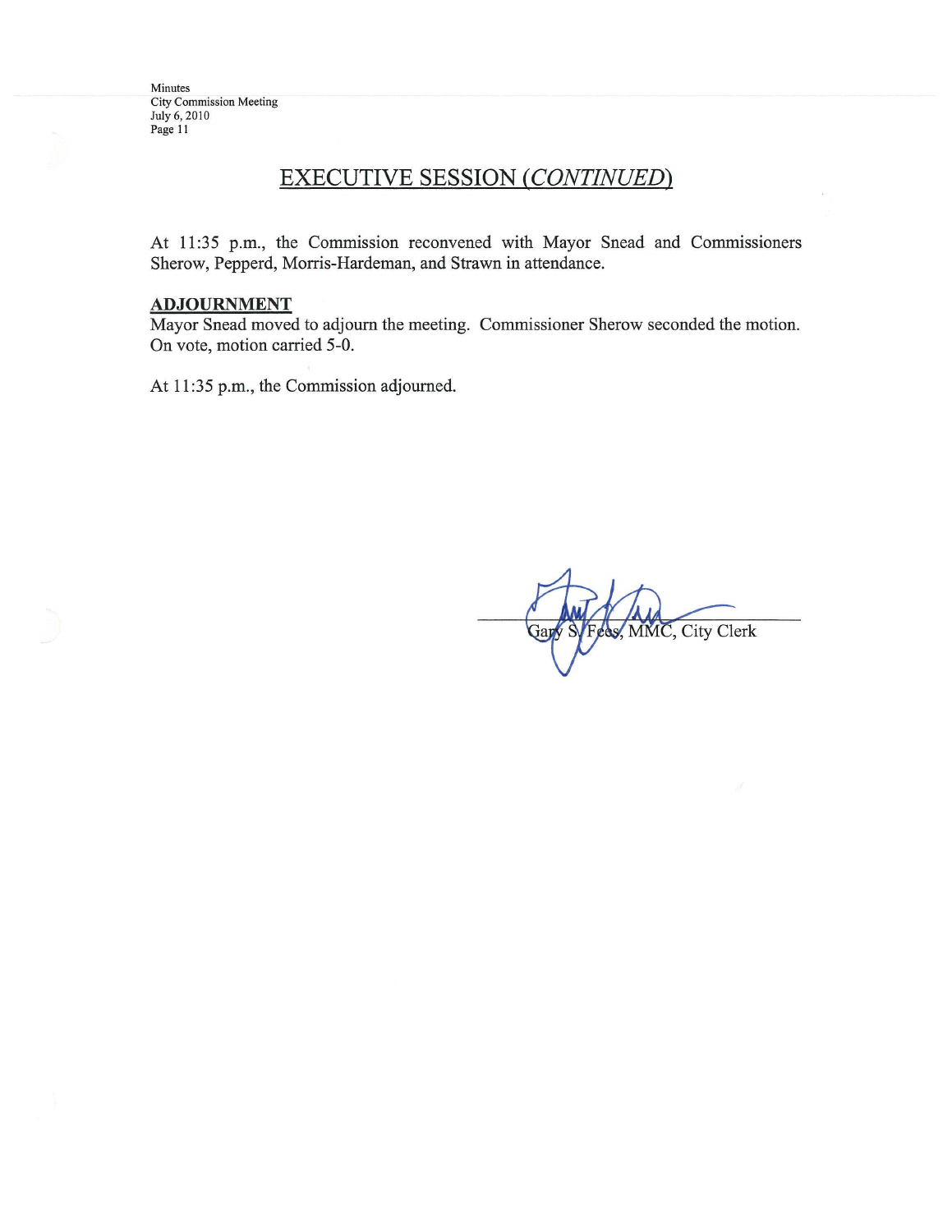## EXECUTIVE SESSION *(CONTINUED)*

At 11:35 p.m., the Commission reconvened with Mayor Snead and Commissioners Sherow, Pepperd, Morris-Hardeman, and Strawn in attendance.

**ADJOURNMENT**

Mayor Snead moved to adjourn the meeting. Commissioner Sherow seconded the motion. On vote, motion carried 5-0.

At 11:35 p.m., the Commission adjourned.

Gary S. Fees, MMC, City Clerk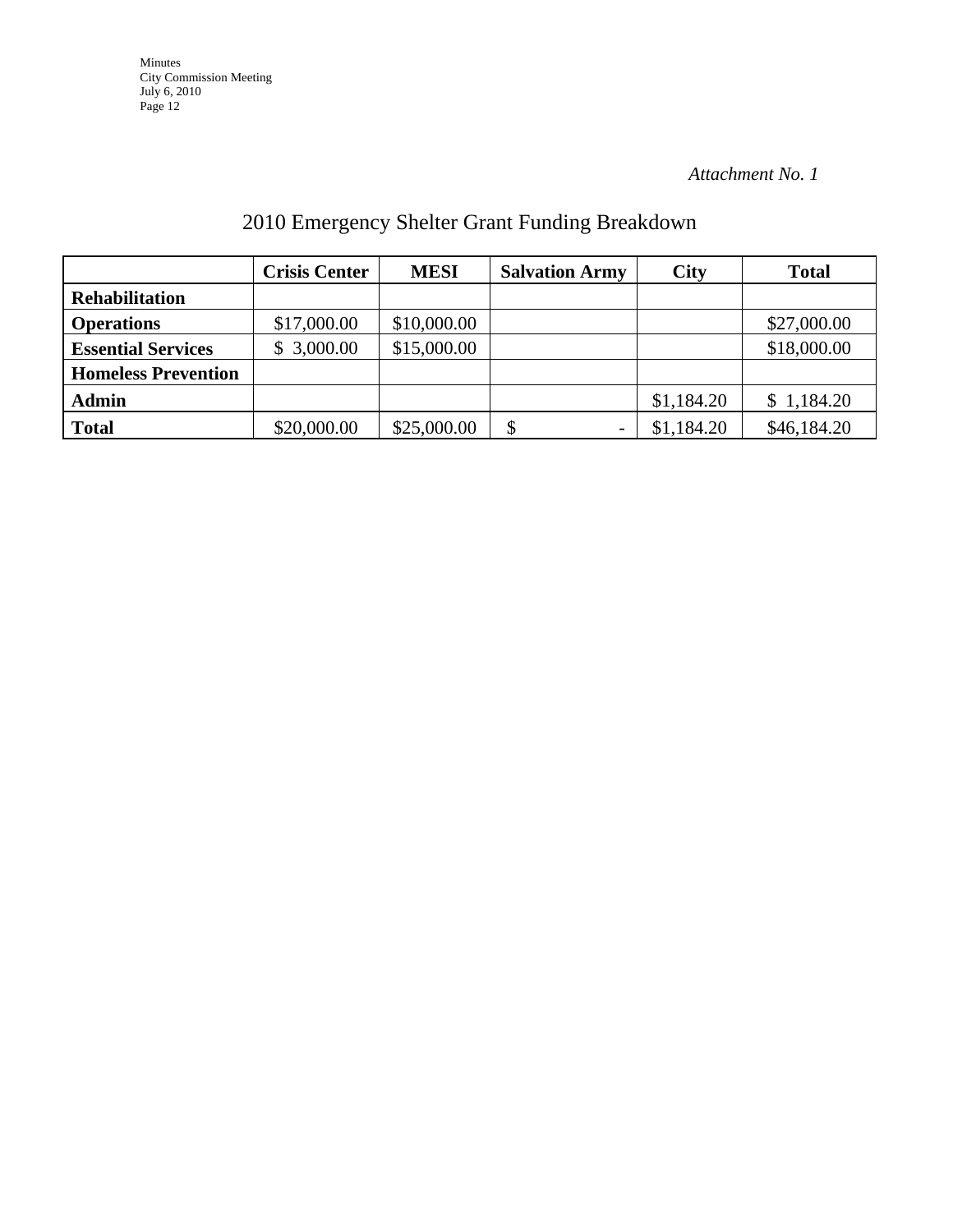*Attachment No. 1*

## 2010 Emergency Shelter Grant Funding Breakdown

| | Crisis Center | MESI | Salvation Army | City | Total |
|---|---|---|---|---|---|
| **Rehabilitation** | | | | | |
| **Operations** | $17,000.00 | $10,000.00 | | | $27,000.00 |
| **Essential Services** | $ 3,000.00 | $15,000.00 | | | $18,000.00 |
| **Homeless Prevention** | | | | | |
| **Admin** | | | | $1,184.20 | $ 1,184.20 |
| **Total** | $20,000.00 | $25,000.00 | $ - | $1,184.20 | $46,184.20 |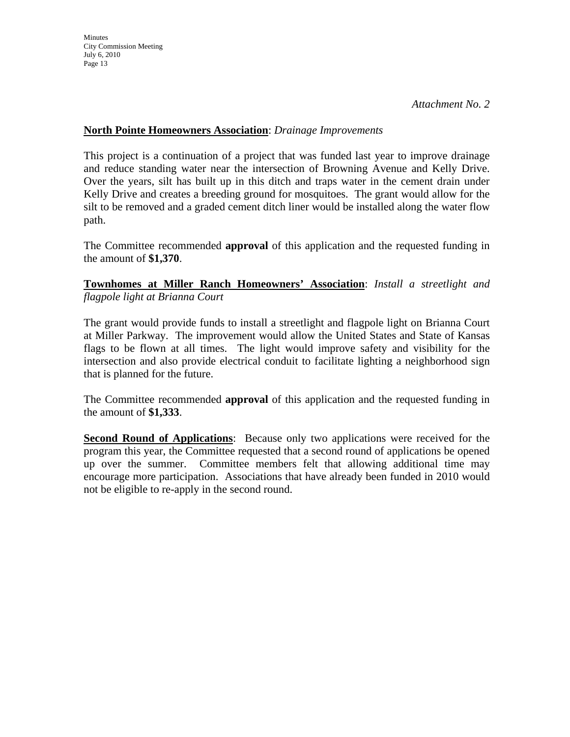*Attachment No. 2*

**North Pointe Homeowners Association**: *Drainage Improvements*

This project is a continuation of a project that was funded last year to improve drainage and reduce standing water near the intersection of Browning Avenue and Kelly Drive. Over the years, silt has built up in this ditch and traps water in the cement drain under Kelly Drive and creates a breeding ground for mosquitoes. The grant would allow for the silt to be removed and a graded cement ditch liner would be installed along the water flow path.

The Committee recommended **approval** of this application and the requested funding in the amount of **$1,370**.

**Townhomes at Miller Ranch Homeowners' Association**: *Install a streetlight and flagpole light at Brianna Court*

The grant would provide funds to install a streetlight and flagpole light on Brianna Court at Miller Parkway. The improvement would allow the United States and State of Kansas flags to be flown at all times. The light would improve safety and visibility for the intersection and also provide electrical conduit to facilitate lighting a neighborhood sign that is planned for the future.

The Committee recommended **approval** of this application and the requested funding in the amount of **$1,333**.

**Second Round of Applications**: Because only two applications were received for the program this year, the Committee requested that a second round of applications be opened up over the summer. Committee members felt that allowing additional time may encourage more participation. Associations that have already been funded in 2010 would not be eligible to re-apply in the second round.